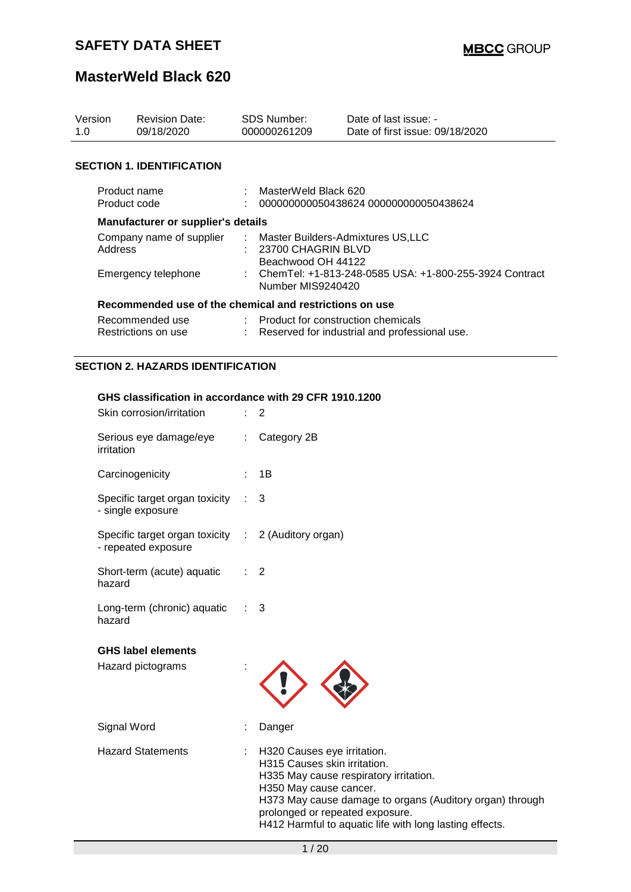# SAFETY DATA SHEET

**MBCC GROUP**

## MasterWeld Black 620

| Version | Revision Date: | SDS Number: | Date of last issue: - |
|---|---|---|---|
| 1.0 | 09/18/2020 | 000000261209 | Date of first issue: 09/18/2020 |

### SECTION 1. IDENTIFICATION

Product name : MasterWeld Black 620
Product code : 000000000050438624 000000000050438624

**Manufacturer or supplier's details**

Company name of supplier : Master Builders-Admixtures US,LLC
Address : 23700 CHAGRIN BLVD
Beachwood OH 44122
Emergency telephone : ChemTel: +1-813-248-0585 USA: +1-800-255-3924 Contract Number MIS9240420

**Recommended use of the chemical and restrictions on use**

Recommended use : Product for construction chemicals
Restrictions on use : Reserved for industrial and professional use.

### SECTION 2. HAZARDS IDENTIFICATION

**GHS classification in accordance with 29 CFR 1910.1200**

Skin corrosion/irritation : 2

Serious eye damage/eye irritation : Category 2B

Carcinogenicity : 1B

Specific target organ toxicity - single exposure : 3

Specific target organ toxicity - repeated exposure : 2 (Auditory organ)

Short-term (acute) aquatic hazard : 2

Long-term (chronic) aquatic hazard : 3

**GHS label elements**

Hazard pictograms :

Signal Word : Danger

Hazard Statements : H320 Causes eye irritation.
H315 Causes skin irritation.
H335 May cause respiratory irritation.
H350 May cause cancer.
H373 May cause damage to organs (Auditory organ) through prolonged or repeated exposure.
H412 Harmful to aquatic life with long lasting effects.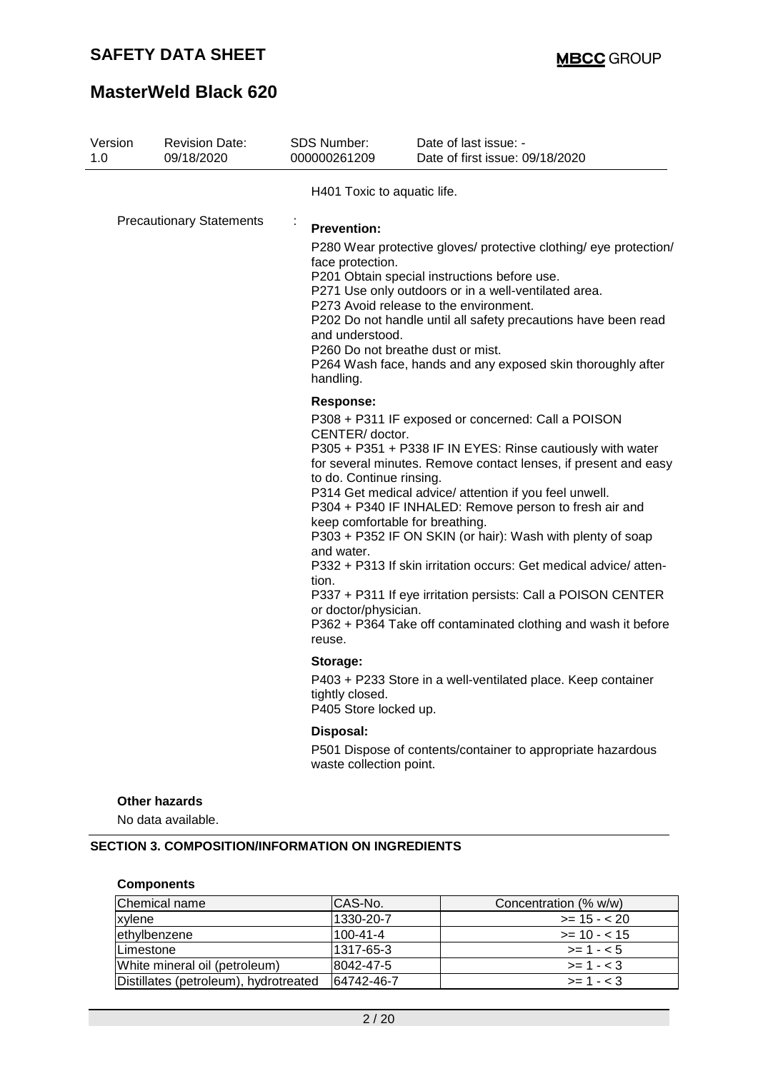H401 Toxic to aquatic life.

Precautionary Statements :

**Prevention:**

P280 Wear protective gloves/ protective clothing/ eye protection/ face protection.
P201 Obtain special instructions before use.
P271 Use only outdoors or in a well-ventilated area.
P273 Avoid release to the environment.
P202 Do not handle until all safety precautions have been read and understood.
P260 Do not breathe dust or mist.
P264 Wash face, hands and any exposed skin thoroughly after handling.

**Response:**

P308 + P311 IF exposed or concerned: Call a POISON CENTER/ doctor.
P305 + P351 + P338 IF IN EYES: Rinse cautiously with water for several minutes. Remove contact lenses, if present and easy to do. Continue rinsing.
P314 Get medical advice/ attention if you feel unwell.
P304 + P340 IF INHALED: Remove person to fresh air and keep comfortable for breathing.
P303 + P352 IF ON SKIN (or hair): Wash with plenty of soap and water.
P332 + P313 If skin irritation occurs: Get medical advice/ attention.
P337 + P311 If eye irritation persists: Call a POISON CENTER or doctor/physician.
P362 + P364 Take off contaminated clothing and wash it before reuse.

**Storage:**

P403 + P233 Store in a well-ventilated place. Keep container tightly closed.
P405 Store locked up.

**Disposal:**

P501 Dispose of contents/container to appropriate hazardous waste collection point.

**Other hazards**

No data available.

## SECTION 3. COMPOSITION/INFORMATION ON INGREDIENTS

**Components**

| Chemical name | CAS-No. | Concentration (% w/w) |
|---|---|---|
| xylene | 1330-20-7 | >= 15 - < 20 |
| ethylbenzene | 100-41-4 | >= 10 - < 15 |
| Limestone | 1317-65-3 | >= 1 - < 5 |
| White mineral oil (petroleum) | 8042-47-5 | >= 1 - < 3 |
| Distillates (petroleum), hydrotreated | 64742-46-7 | >= 1 - < 3 |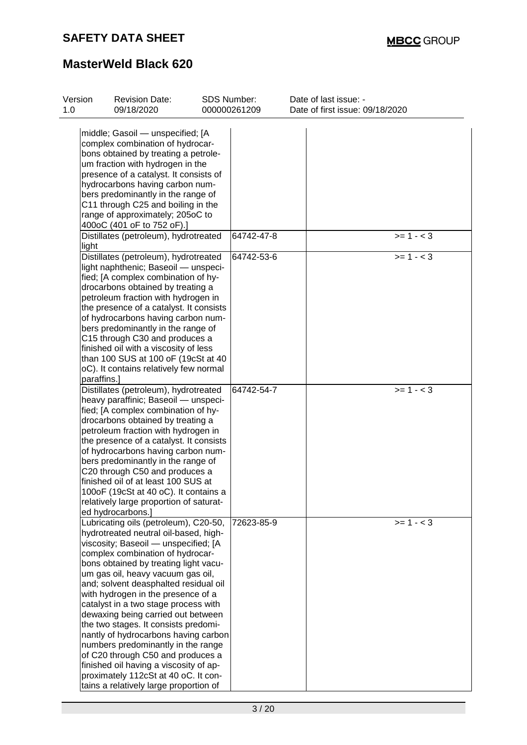| | | | |
|---|---|---|---|
| middle; Gasoil — unspecified; [A complex combination of hydrocarbons obtained by treating a petroleum fraction with hydrogen in the presence of a catalyst. It consists of hydrocarbons having carbon numbers predominantly in the range of C11 through C25 and boiling in the range of approximately; 205oC to 400oC (401 oF to 752 oF).] | | | |
| Distillates (petroleum), hydrotreated light | 64742-47-8 | | >= 1 - < 3 |
| Distillates (petroleum), hydrotreated light naphthenic; Baseoil — unspecified; [A complex combination of hydrocarbons obtained by treating a petroleum fraction with hydrogen in the presence of a catalyst. It consists of hydrocarbons having carbon numbers predominantly in the range of C15 through C30 and produces a finished oil with a viscosity of less than 100 SUS at 100 oF (19cSt at 40 oC). It contains relatively few normal paraffins.] | 64742-53-6 | | >= 1 - < 3 |
| Distillates (petroleum), hydrotreated heavy paraffinic; Baseoil — unspecified; [A complex combination of hydrocarbons obtained by treating a petroleum fraction with hydrogen in the presence of a catalyst. It consists of hydrocarbons having carbon numbers predominantly in the range of C20 through C50 and produces a finished oil of at least 100 SUS at 100oF (19cSt at 40 oC). It contains a relatively large proportion of saturated hydrocarbons.] | 64742-54-7 | | >= 1 - < 3 |
| Lubricating oils (petroleum), C20-50, hydrotreated neutral oil-based, high-viscosity; Baseoil — unspecified; [A complex combination of hydrocarbons obtained by treating light vacuum gas oil, heavy vacuum gas oil, and; solvent deasphalted residual oil with hydrogen in the presence of a catalyst in a two stage process with dewaxing being carried out between the two stages. It consists predominantly of hydrocarbons having carbon numbers predominantly in the range of C20 through C50 and produces a finished oil having a viscosity of approximately 112cSt at 40 oC. It contains a relatively large proportion of | 72623-85-9 | | >= 1 - < 3 |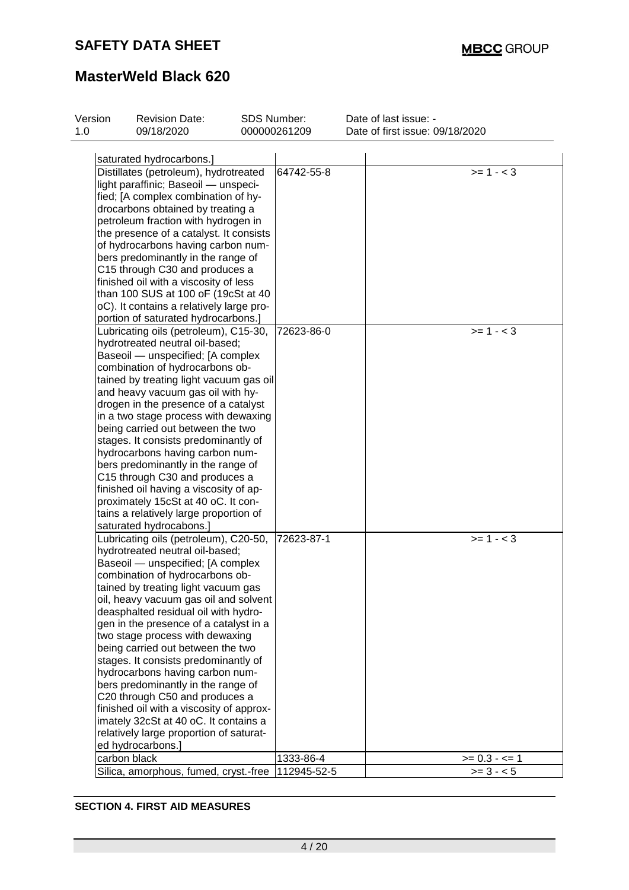| | | |
|---|---|---|
| saturated hydrocarbons.] | | |
| Distillates (petroleum), hydrotreated light paraffinic; Baseoil — unspecified; [A complex combination of hydrocarbons obtained by treating a petroleum fraction with hydrogen in the presence of a catalyst. It consists of hydrocarbons having carbon numbers predominantly in the range of C15 through C30 and produces a finished oil with a viscosity of less than 100 SUS at 100 oF (19cSt at 40 oC). It contains a relatively large proportion of saturated hydrocarbons.] | 64742-55-8 | >= 1 - < 3 |
| Lubricating oils (petroleum), C15-30, hydrotreated neutral oil-based; Baseoil — unspecified; [A complex combination of hydrocarbons obtained by treating light vacuum gas oil and heavy vacuum gas oil with hydrogen in the presence of a catalyst in a two stage process with dewaxing being carried out between the two stages. It consists predominantly of hydrocarbons having carbon numbers predominantly in the range of C15 through C30 and produces a finished oil having a viscosity of approximately 15cSt at 40 oC. It contains a relatively large proportion of saturated hydrocabons.] | 72623-86-0 | >= 1 - < 3 |
| Lubricating oils (petroleum), C20-50, hydrotreated neutral oil-based; Baseoil — unspecified; [A complex combination of hydrocarbons obtained by treating light vacuum gas oil, heavy vacuum gas oil and solvent deasphalted residual oil with hydrogen in the presence of a catalyst in a two stage process with dewaxing being carried out between the two stages. It consists predominantly of hydrocarbons having carbon numbers predominantly in the range of C20 through C50 and produces a finished oil with a viscosity of approximately 32cSt at 40 oC. It contains a relatively large proportion of saturated hydrocarbons.] | 72623-87-1 | >= 1 - < 3 |
| carbon black | 1333-86-4 | >= 0.3 - <= 1 |
| Silica, amorphous, fumed, cryst.-free | 112945-52-5 | >= 3 - < 5 |

**SECTION 4. FIRST AID MEASURES**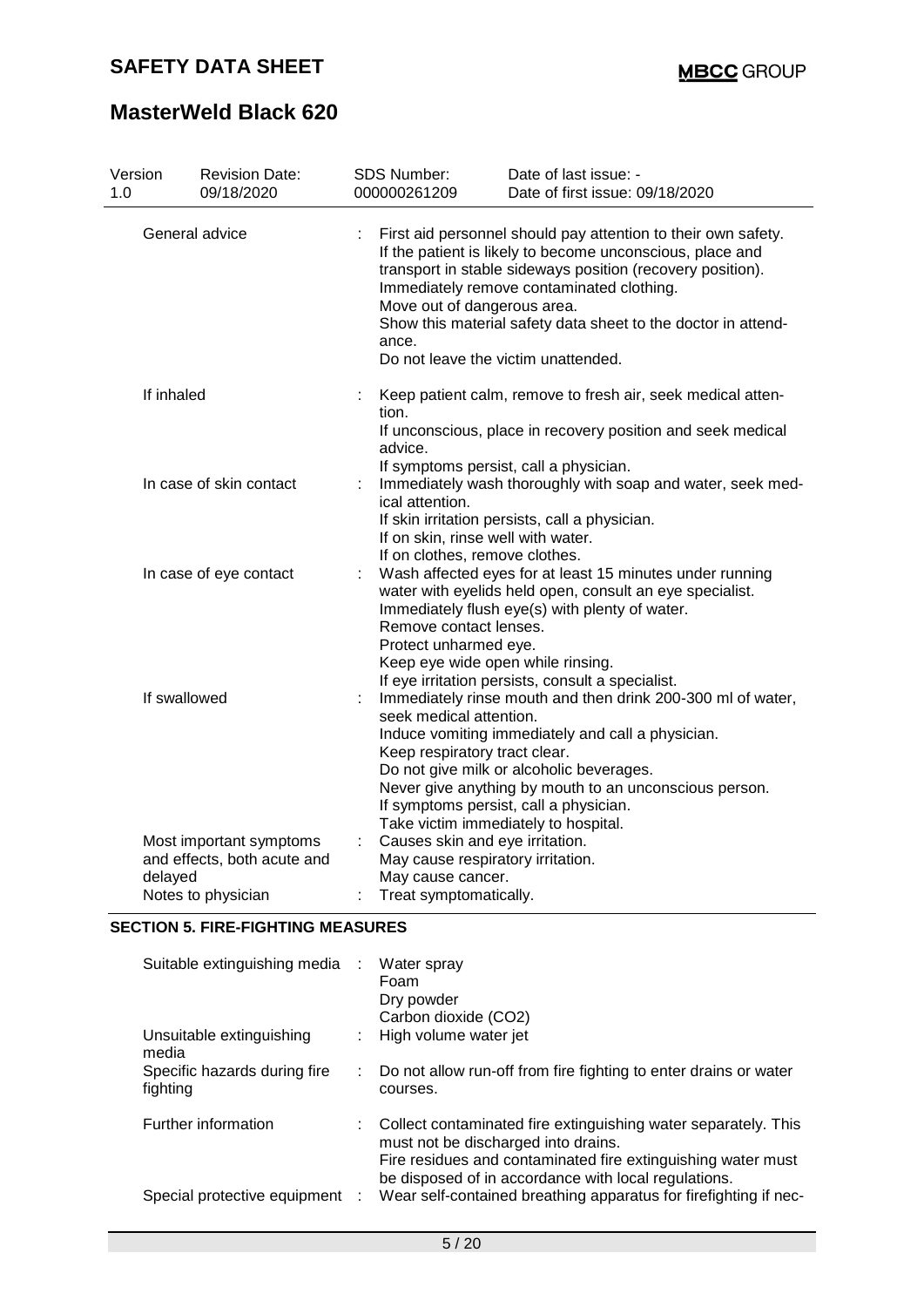| Version 1.0 | Revision Date: 09/18/2020 | SDS Number: 000000261209 | Date of last issue: - Date of first issue: 09/18/2020 |
|---|---|---|---|

| | |
|---|---|
| General advice | First aid personnel should pay attention to their own safety. If the patient is likely to become unconscious, place and transport in stable sideways position (recovery position). Immediately remove contaminated clothing. Move out of dangerous area. Show this material safety data sheet to the doctor in attendance. Do not leave the victim unattended. |
| If inhaled | Keep patient calm, remove to fresh air, seek medical attention. If unconscious, place in recovery position and seek medical advice. If symptoms persist, call a physician. |
| In case of skin contact | Immediately wash thoroughly with soap and water, seek medical attention. If skin irritation persists, call a physician. If on skin, rinse well with water. If on clothes, remove clothes. |
| In case of eye contact | Wash affected eyes for at least 15 minutes under running water with eyelids held open, consult an eye specialist. Immediately flush eye(s) with plenty of water. Remove contact lenses. Protect unharmed eye. Keep eye wide open while rinsing. If eye irritation persists, consult a specialist. |
| If swallowed | Immediately rinse mouth and then drink 200-300 ml of water, seek medical attention. Induce vomiting immediately and call a physician. Keep respiratory tract clear. Do not give milk or alcoholic beverages. Never give anything by mouth to an unconscious person. If symptoms persist, call a physician. Take victim immediately to hospital. |
| Most important symptoms and effects, both acute and delayed | Causes skin and eye irritation. May cause respiratory irritation. May cause cancer. |
| Notes to physician | Treat symptomatically. |

## SECTION 5. FIRE-FIGHTING MEASURES

| | |
|---|---|
| Suitable extinguishing media | Water spray<br>Foam<br>Dry powder<br>Carbon dioxide ($CO_2$) |
| Unsuitable extinguishing media | High volume water jet |
| Specific hazards during fire fighting | Do not allow run-off from fire fighting to enter drains or water courses. |
| Further information | Collect contaminated fire extinguishing water separately. This must not be discharged into drains. Fire residues and contaminated fire extinguishing water must be disposed of in accordance with local regulations. |
| Special protective equipment | Wear self-contained breathing apparatus for firefighting if nec- |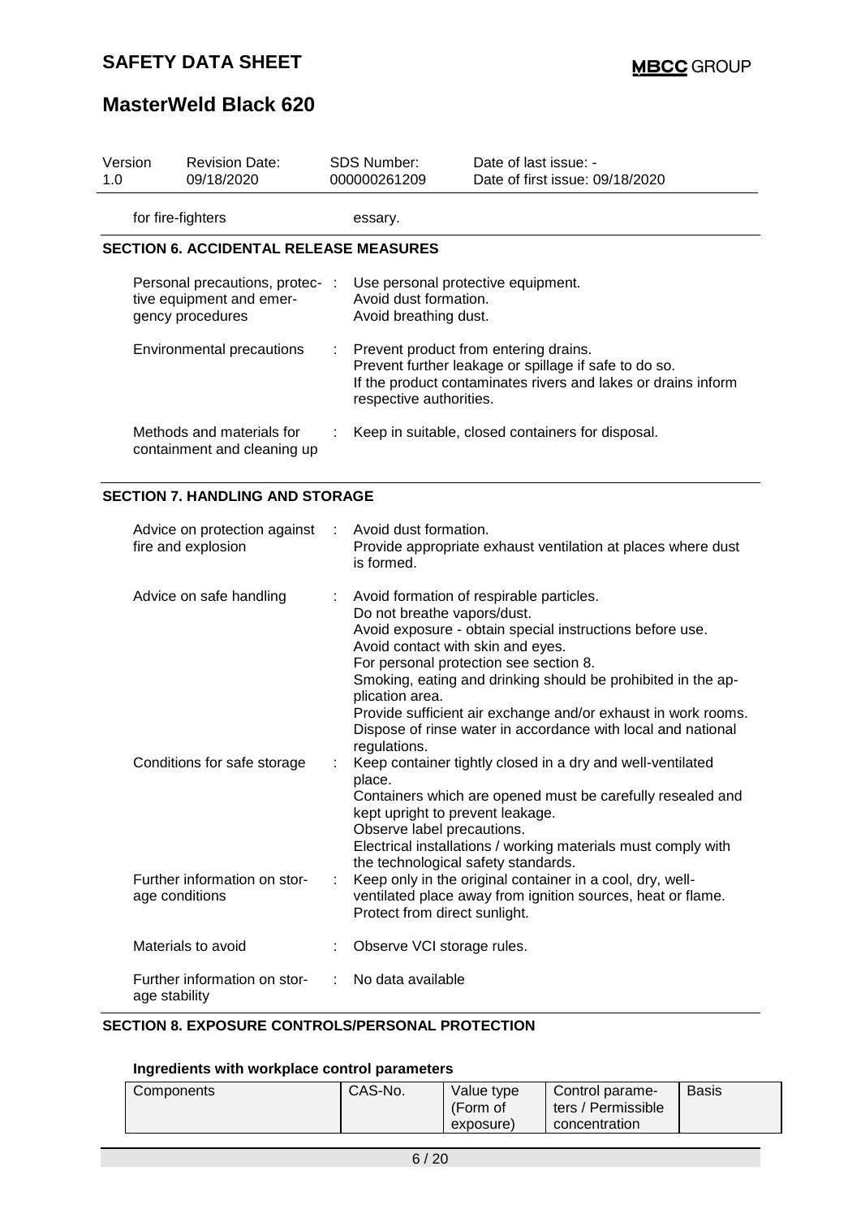| | | |
|---|---|---|
| for fire-fighters | | essary. |

## SECTION 6. ACCIDENTAL RELEASE MEASURES

| | | |
|---|---|---|
| Personal precautions, protective equipment and emergency procedures | : | Use personal protective equipment.<br>Avoid dust formation.<br>Avoid breathing dust. |
| Environmental precautions | : | Prevent product from entering drains.<br>Prevent further leakage or spillage if safe to do so.<br>If the product contaminates rivers and lakes or drains inform respective authorities. |
| Methods and materials for containment and cleaning up | : | Keep in suitable, closed containers for disposal. |

## SECTION 7. HANDLING AND STORAGE

| | | |
|---|---|---|
| Advice on protection against fire and explosion | : | Avoid dust formation.<br>Provide appropriate exhaust ventilation at places where dust is formed. |
| Advice on safe handling | : | Avoid formation of respirable particles.<br>Do not breathe vapors/dust.<br>Avoid exposure - obtain special instructions before use.<br>Avoid contact with skin and eyes.<br>For personal protection see section 8.<br>Smoking, eating and drinking should be prohibited in the application area.<br>Provide sufficient air exchange and/or exhaust in work rooms.<br>Dispose of rinse water in accordance with local and national regulations. |
| Conditions for safe storage | : | Keep container tightly closed in a dry and well-ventilated place.<br>Containers which are opened must be carefully resealed and kept upright to prevent leakage.<br>Observe label precautions.<br>Electrical installations / working materials must comply with the technological safety standards. |
| Further information on storage conditions | : | Keep only in the original container in a cool, dry, well-ventilated place away from ignition sources, heat or flame.<br>Protect from direct sunlight. |
| Materials to avoid | : | Observe VCI storage rules. |
| Further information on storage stability | : | No data available |

## SECTION 8. EXPOSURE CONTROLS/PERSONAL PROTECTION

### Ingredients with workplace control parameters

| Components | CAS-No. | Value type (Form of exposure) | Control parameters / Permissible concentration | Basis |
|---|---|---|---|---|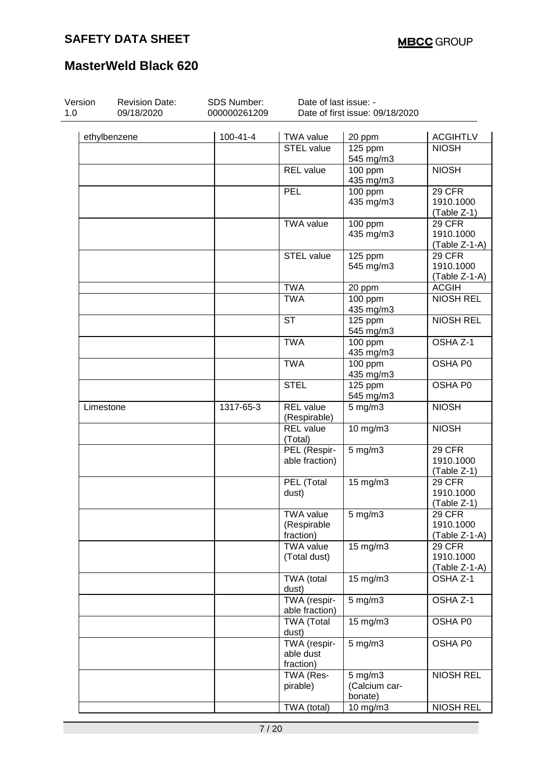# SAFETY DATA SHEET

# MasterWeld Black 620

| Version | Revision Date: | SDS Number: | Date of last issue: - |
|---|---|---|---|
| 1.0 | 09/18/2020 | 000000261209 | Date of first issue: 09/18/2020 |

| | | | | |
|---|---|---|---|---|
| ethylbenzene | 100-41-4 | TWA value | 20 ppm | ACGIHTLV |
| | | STEL value | 125 ppm<br>545 mg/m3 | NIOSH |
| | | REL value | 100 ppm<br>435 mg/m3 | NIOSH |
| | | PEL | 100 ppm<br>435 mg/m3 | 29 CFR 1910.1000 (Table Z-1) |
| | | TWA value | 100 ppm<br>435 mg/m3 | 29 CFR 1910.1000 (Table Z-1-A) |
| | | STEL value | 125 ppm<br>545 mg/m3 | 29 CFR 1910.1000 (Table Z-1-A) |
| | | TWA | 20 ppm | ACGIH |
| | | TWA | 100 ppm<br>435 mg/m3 | NIOSH REL |
| | | ST | 125 ppm<br>545 mg/m3 | NIOSH REL |
| | | TWA | 100 ppm<br>435 mg/m3 | OSHA Z-1 |
| | | TWA | 100 ppm<br>435 mg/m3 | OSHA P0 |
| | | STEL | 125 ppm<br>545 mg/m3 | OSHA P0 |
| Limestone | 1317-65-3 | REL value (Respirable) | 5 mg/m3 | NIOSH |
| | | REL value (Total) | 10 mg/m3 | NIOSH |
| | | PEL (Respirable fraction) | 5 mg/m3 | 29 CFR 1910.1000 (Table Z-1) |
| | | PEL (Total dust) | 15 mg/m3 | 29 CFR 1910.1000 (Table Z-1) |
| | | TWA value (Respirable fraction) | 5 mg/m3 | 29 CFR 1910.1000 (Table Z-1-A) |
| | | TWA value (Total dust) | 15 mg/m3 | 29 CFR 1910.1000 (Table Z-1-A) |
| | | TWA (total dust) | 15 mg/m3 | OSHA Z-1 |
| | | TWA (respirable fraction) | 5 mg/m3 | OSHA Z-1 |
| | | TWA (Total dust) | 15 mg/m3 | OSHA P0 |
| | | TWA (respirable dust fraction) | 5 mg/m3 | OSHA P0 |
| | | TWA (Respirable) | 5 mg/m3<br>(Calcium carbonate) | NIOSH REL |
| | | TWA (total) | 10 mg/m3 | NIOSH REL |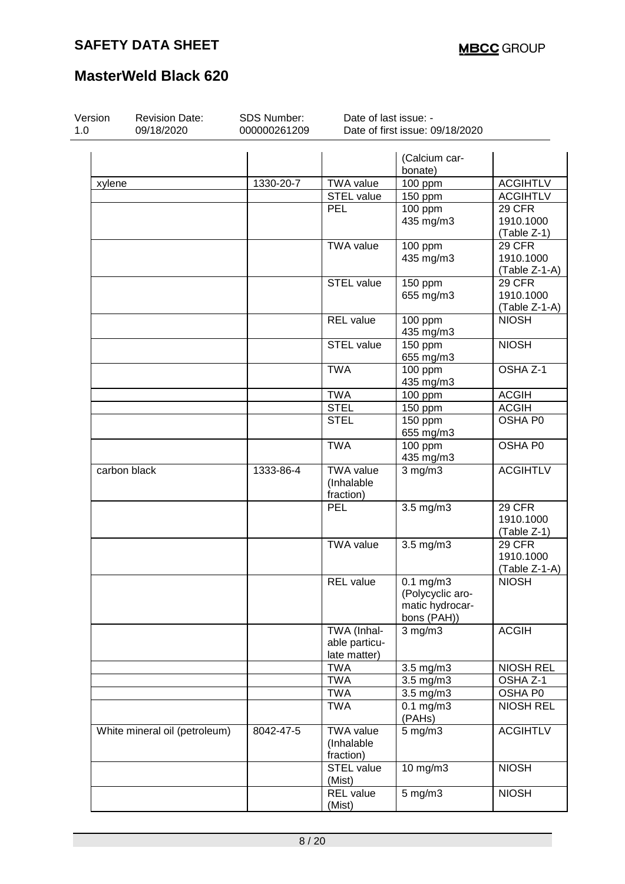| | | | (Calcium carbonate) | |
|---|---|---|---|---|
| xylene | 1330-20-7 | TWA value | 100 ppm | ACGIHTLV |
| | | STEL value | 150 ppm | ACGIHTLV |
| | | PEL | 100 ppm<br>435 mg/m3 | 29 CFR 1910.1000 (Table Z-1) |
| | | TWA value | 100 ppm<br>435 mg/m3 | 29 CFR 1910.1000 (Table Z-1-A) |
| | | STEL value | 150 ppm<br>655 mg/m3 | 29 CFR 1910.1000 (Table Z-1-A) |
| | | REL value | 100 ppm<br>435 mg/m3 | NIOSH |
| | | STEL value | 150 ppm<br>655 mg/m3 | NIOSH |
| | | TWA | 100 ppm<br>435 mg/m3 | OSHA Z-1 |
| | | TWA | 100 ppm | ACGIH |
| | | STEL | 150 ppm | ACGIH |
| | | STEL | 150 ppm<br>655 mg/m3 | OSHA P0 |
| | | TWA | 100 ppm<br>435 mg/m3 | OSHA P0 |
| carbon black | 1333-86-4 | TWA value (Inhalable fraction) | 3 mg/m3 | ACGIHTLV |
| | | PEL | 3.5 mg/m3 | 29 CFR 1910.1000 (Table Z-1) |
| | | TWA value | 3.5 mg/m3 | 29 CFR 1910.1000 (Table Z-1-A) |
| | | REL value | 0.1 mg/m3 (Polycyclic aromatic hydrocarbons (PAH)) | NIOSH |
| | | TWA (Inhalable particulate matter) | 3 mg/m3 | ACGIH |
| | | TWA | 3.5 mg/m3 | NIOSH REL |
| | | TWA | 3.5 mg/m3 | OSHA Z-1 |
| | | TWA | 3.5 mg/m3 | OSHA P0 |
| | | TWA | 0.1 mg/m3 (PAHs) | NIOSH REL |
| White mineral oil (petroleum) | 8042-47-5 | TWA value (Inhalable fraction) | 5 mg/m3 | ACGIHTLV |
| | | STEL value (Mist) | 10 mg/m3 | NIOSH |
| | | REL value (Mist) | 5 mg/m3 | NIOSH |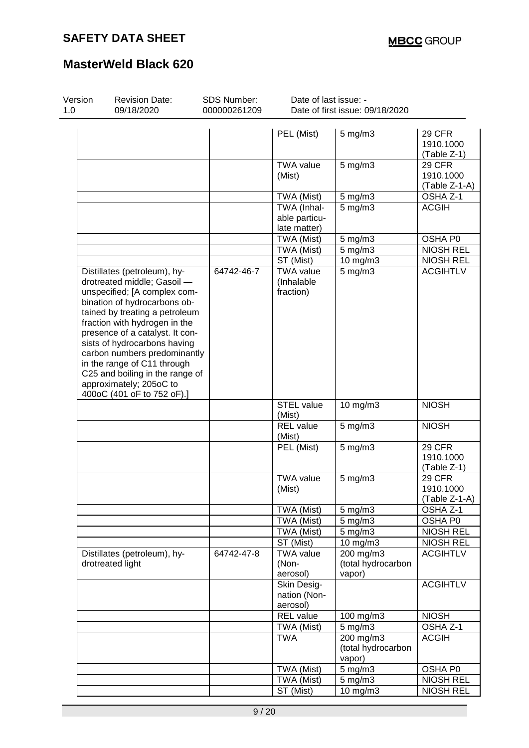| | | | | |
|---|---|---|---|---|
| | | PEL (Mist) | 5 mg/m3 | 29 CFR 1910.1000 (Table Z-1) |
| | | TWA value (Mist) | 5 mg/m3 | 29 CFR 1910.1000 (Table Z-1-A) |
| | | TWA (Mist) | 5 mg/m3 | OSHA Z-1 |
| | | TWA (Inhalable particulate matter) | 5 mg/m3 | ACGIH |
| | | TWA (Mist) | 5 mg/m3 | OSHA P0 |
| | | TWA (Mist) | 5 mg/m3 | NIOSH REL |
| | | ST (Mist) | 10 mg/m3 | NIOSH REL |
| Distillates (petroleum), hydrotreated middle; Gasoil — unspecified; [A complex combination of hydrocarbons obtained by treating a petroleum fraction with hydrogen in the presence of a catalyst. It consists of hydrocarbons having carbon numbers predominantly in the range of C11 through C25 and boiling in the range of approximately; 205oC to 400oC (401 oF to 752 oF).] | 64742-46-7 | TWA value (Inhalable fraction) | 5 mg/m3 | ACGIHTLV |
| | | STEL value (Mist) | 10 mg/m3 | NIOSH |
| | | REL value (Mist) | 5 mg/m3 | NIOSH |
| | | PEL (Mist) | 5 mg/m3 | 29 CFR 1910.1000 (Table Z-1) |
| | | TWA value (Mist) | 5 mg/m3 | 29 CFR 1910.1000 (Table Z-1-A) |
| | | TWA (Mist) | 5 mg/m3 | OSHA Z-1 |
| | | TWA (Mist) | 5 mg/m3 | OSHA P0 |
| | | TWA (Mist) | 5 mg/m3 | NIOSH REL |
| | | ST (Mist) | 10 mg/m3 | NIOSH REL |
| Distillates (petroleum), hydrotreated light | 64742-47-8 | TWA value (Non-aerosol) | 200 mg/m3 (total hydrocarbon vapor) | ACGIHTLV |
| | | Skin Designation (Non-aerosol) | | ACGIHTLV |
| | | REL value | 100 mg/m3 | NIOSH |
| | | TWA (Mist) | 5 mg/m3 | OSHA Z-1 |
| | | TWA | 200 mg/m3 (total hydrocarbon vapor) | ACGIH |
| | | TWA (Mist) | 5 mg/m3 | OSHA P0 |
| | | TWA (Mist) | 5 mg/m3 | NIOSH REL |
| | | ST (Mist) | 10 mg/m3 | NIOSH REL |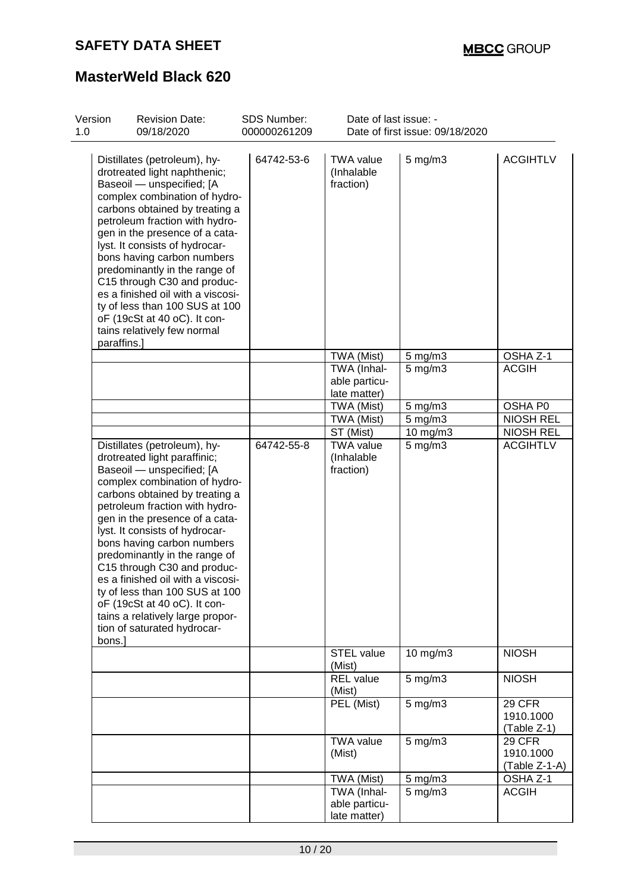| Distillates (petroleum), hydrotreated light naphthenic; Baseoil — unspecified; [A complex combination of hydrocarbons obtained by treating a petroleum fraction with hydrogen in the presence of a catalyst. It consists of hydrocarbons having carbon numbers predominantly in the range of C15 through C30 and produces a finished oil with a viscosity of less than 100 SUS at 100 oF (19cSt at 40 oC). It contains relatively few normal paraffins.] | 64742-53-6 | TWA value (Inhalable fraction) | 5 mg/m3 | ACGIHTLV |
|---|---|---|---|---|
| | | TWA (Mist) | 5 mg/m3 | OSHA Z-1 |
| | | TWA (Inhalable particulate matter) | 5 mg/m3 | ACGIH |
| | | TWA (Mist) | 5 mg/m3 | OSHA P0 |
| | | TWA (Mist) | 5 mg/m3 | NIOSH REL |
| | | ST (Mist) | 10 mg/m3 | NIOSH REL |
| Distillates (petroleum), hydrotreated light paraffinic; Baseoil — unspecified; [A complex combination of hydrocarbons obtained by treating a petroleum fraction with hydrogen in the presence of a catalyst. It consists of hydrocarbons having carbon numbers predominantly in the range of C15 through C30 and produces a finished oil with a viscosity of less than 100 SUS at 100 oF (19cSt at 40 oC). It contains a relatively large proportion of saturated hydrocarbons.] | 64742-55-8 | TWA value (Inhalable fraction) | 5 mg/m3 | ACGIHTLV |
| | | STEL value (Mist) | 10 mg/m3 | NIOSH |
| | | REL value (Mist) | 5 mg/m3 | NIOSH |
| | | PEL (Mist) | 5 mg/m3 | 29 CFR 1910.1000 (Table Z-1) |
| | | TWA value (Mist) | 5 mg/m3 | 29 CFR 1910.1000 (Table Z-1-A) |
| | | TWA (Mist) | 5 mg/m3 | OSHA Z-1 |
| | | TWA (Inhalable particulate matter) | 5 mg/m3 | ACGIH |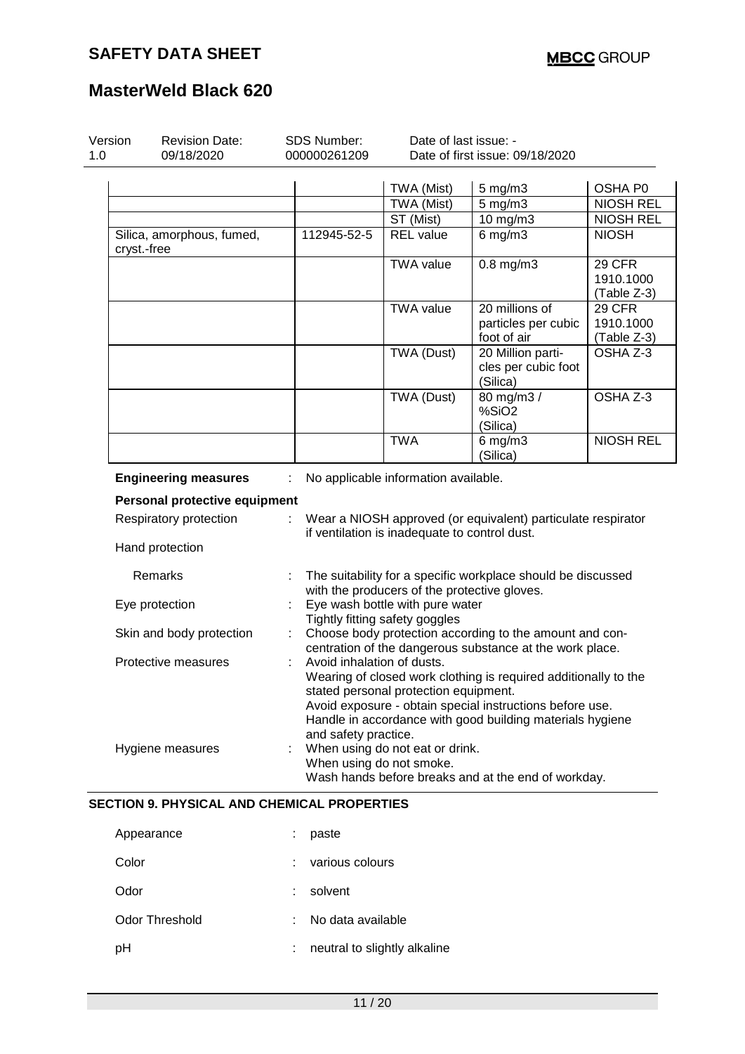| | | | | |
|---|---|---|---|---|
| | | TWA (Mist) | 5 mg/m3 | OSHA P0 |
| | | TWA (Mist) | 5 mg/m3 | NIOSH REL |
| | | ST (Mist) | 10 mg/m3 | NIOSH REL |
| Silica, amorphous, fumed, cryst.-free | 112945-52-5 | REL value | 6 mg/m3 | NIOSH |
| | | TWA value | 0.8 mg/m3 | 29 CFR 1910.1000 (Table Z-3) |
| | | TWA value | 20 millions of particles per cubic foot of air | 29 CFR 1910.1000 (Table Z-3) |
| | | TWA (Dust) | 20 Million particles per cubic foot (Silica) | OSHA Z-3 |
| | | TWA (Dust) | 80 mg/m3 / %SiO2 (Silica) | OSHA Z-3 |
| | | TWA | 6 mg/m3 (Silica) | NIOSH REL |

**Engineering measures** : No applicable information available.

**Personal protective equipment**

Respiratory protection : Wear a NIOSH approved (or equivalent) particulate respirator if ventilation is inadequate to control dust.

Hand protection

Remarks : The suitability for a specific workplace should be discussed with the producers of the protective gloves.

Eye protection : Eye wash bottle with pure water
Tightly fitting safety goggles

Skin and body protection : Choose body protection according to the amount and concentration of the dangerous substance at the work place.

Protective measures : Avoid inhalation of dusts.
Wearing of closed work clothing is required additionally to the stated personal protection equipment.
Avoid exposure - obtain special instructions before use.
Handle in accordance with good building materials hygiene and safety practice.

Hygiene measures : When using do not eat or drink.
When using do not smoke.
Wash hands before breaks and at the end of workday.

## SECTION 9. PHYSICAL AND CHEMICAL PROPERTIES

Appearance : paste

Color : various colours

Odor : solvent

Odor Threshold : No data available

pH : neutral to slightly alkaline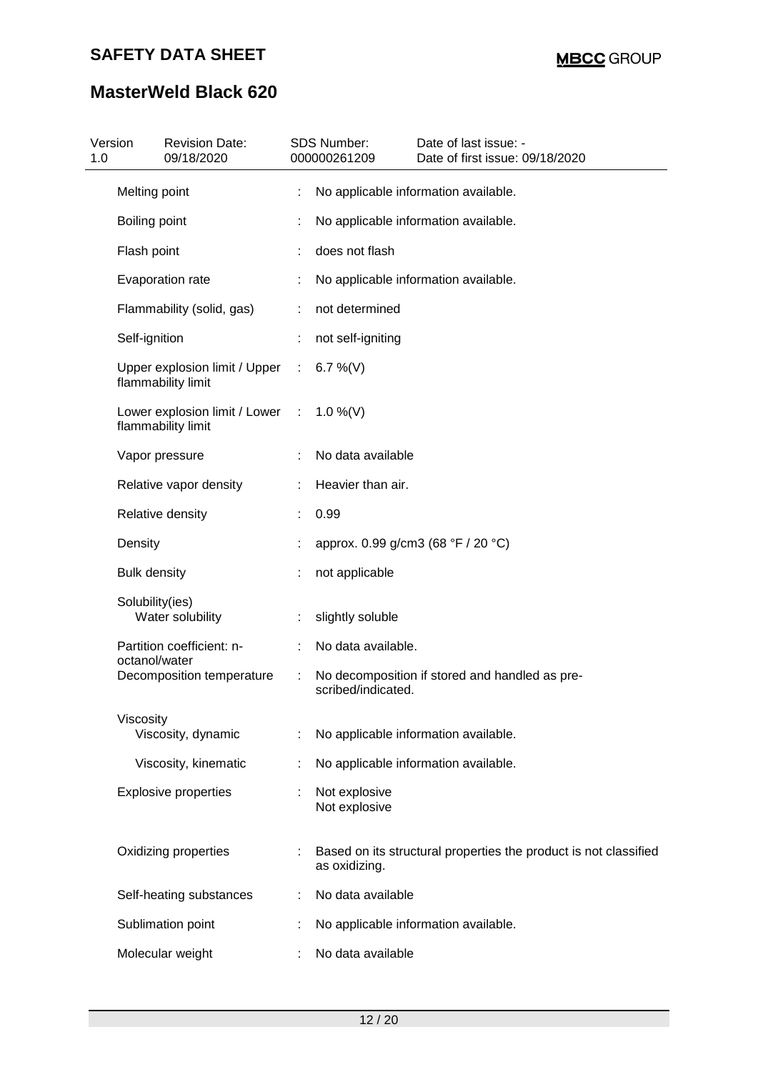| Property | | Value |
|---|---|---|
| Melting point | : | No applicable information available. |
| Boiling point | : | No applicable information available. |
| Flash point | : | does not flash |
| Evaporation rate | : | No applicable information available. |
| Flammability (solid, gas) | : | not determined |
| Self-ignition | : | not self-igniting |
| Upper explosion limit / Upper flammability limit | : | 6.7 %(V) |
| Lower explosion limit / Lower flammability limit | : | 1.0 %(V) |
| Vapor pressure | : | No data available |
| Relative vapor density | : | Heavier than air. |
| Relative density | : | 0.99 |
| Density | : | approx. 0.99 g/cm3 (68 °F / 20 °C) |
| Bulk density | : | not applicable |
| Solubility(ies) | | |
| Water solubility | : | slightly soluble |
| Partition coefficient: n-octanol/water | : | No data available. |
| Decomposition temperature | : | No decomposition if stored and handled as prescribed/indicated. |
| Viscosity | | |
| Viscosity, dynamic | : | No applicable information available. |
| Viscosity, kinematic | : | No applicable information available. |
| Explosive properties | : | Not explosive<br>Not explosive |
| Oxidizing properties | : | Based on its structural properties the product is not classified as oxidizing. |
| Self-heating substances | : | No data available |
| Sublimation point | : | No applicable information available. |
| Molecular weight | : | No data available |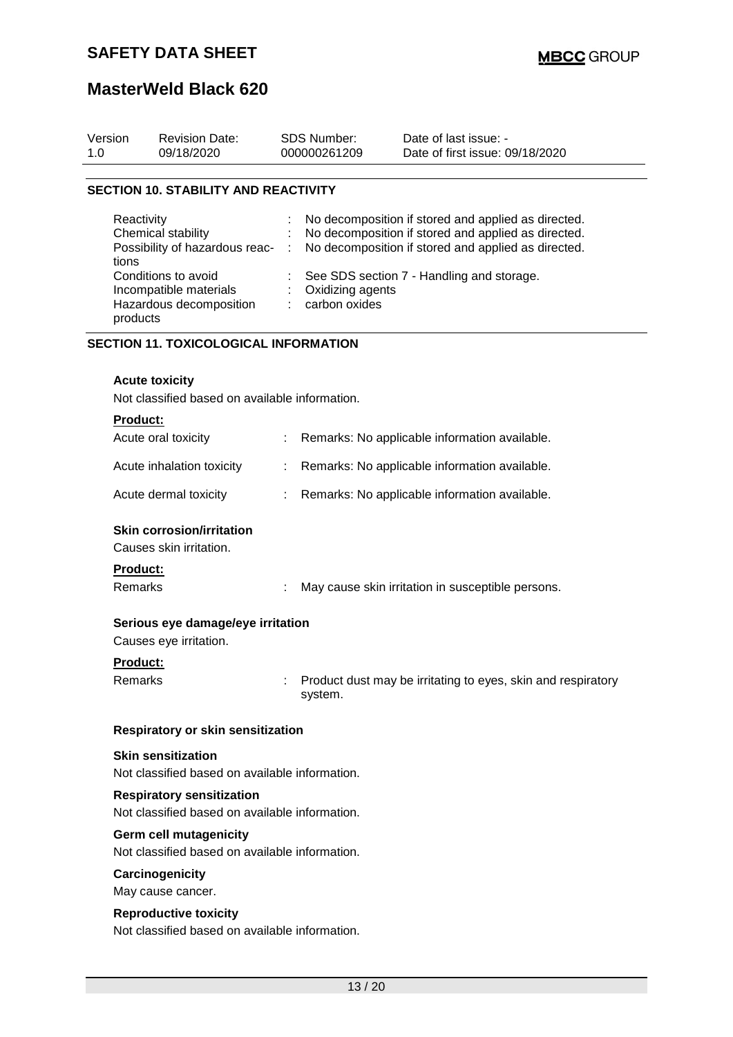## SECTION 10. STABILITY AND REACTIVITY

| | | |
|---|---|---|
| Reactivity | : | No decomposition if stored and applied as directed. |
| Chemical stability | : | No decomposition if stored and applied as directed. |
| Possibility of hazardous reactions | : | No decomposition if stored and applied as directed. |
| Conditions to avoid | : | See SDS section 7 - Handling and storage. |
| Incompatible materials | : | Oxidizing agents |
| Hazardous decomposition products | : | carbon oxides |

## SECTION 11. TOXICOLOGICAL INFORMATION

### Acute toxicity

Not classified based on available information.

**Product:**

| | | |
|---|---|---|
| Acute oral toxicity | : | Remarks: No applicable information available. |
| Acute inhalation toxicity | : | Remarks: No applicable information available. |
| Acute dermal toxicity | : | Remarks: No applicable information available. |

### Skin corrosion/irritation

Causes skin irritation.

**Product:**

| | | |
|---|---|---|
| Remarks | : | May cause skin irritation in susceptible persons. |

### Serious eye damage/eye irritation

Causes eye irritation.

**Product:**

| | | |
|---|---|---|
| Remarks | : | Product dust may be irritating to eyes, skin and respiratory system. |

### Respiratory or skin sensitization

**Skin sensitization**

Not classified based on available information.

**Respiratory sensitization**

Not classified based on available information.

### Germ cell mutagenicity

Not classified based on available information.

### Carcinogenicity

May cause cancer.

### Reproductive toxicity

Not classified based on available information.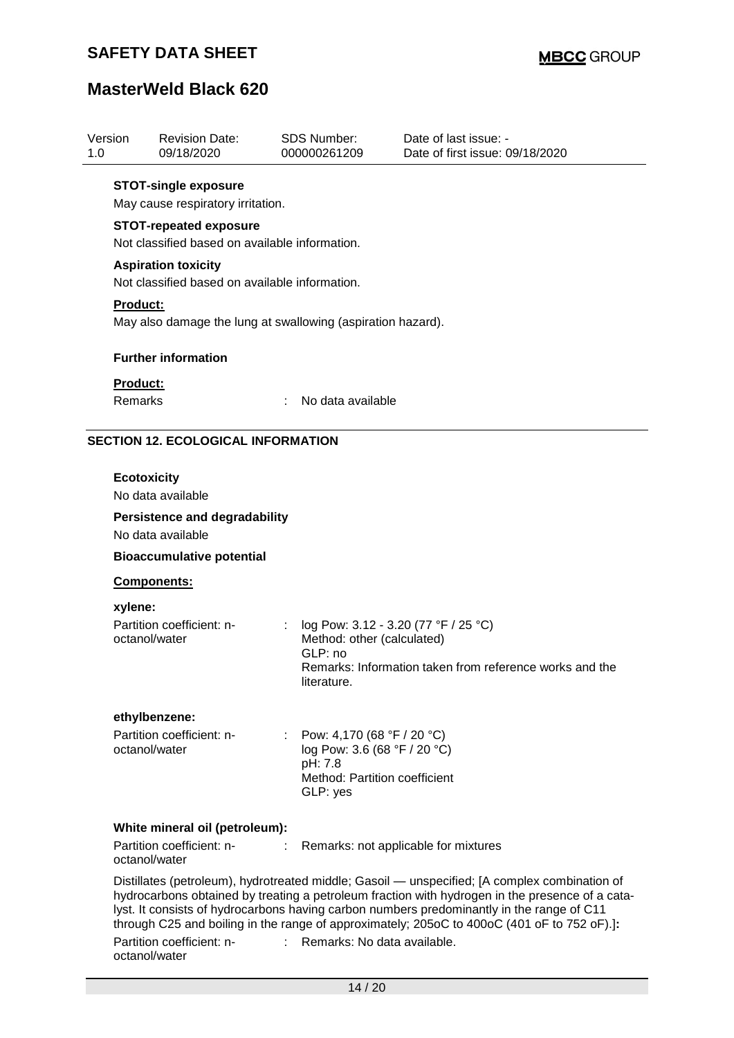**STOT-single exposure**

May cause respiratory irritation.

**STOT-repeated exposure**

Not classified based on available information.

**Aspiration toxicity**

Not classified based on available information.

**Product:**

May also damage the lung at swallowing (aspiration hazard).

**Further information**

**Product:**

Remarks : No data available

## SECTION 12. ECOLOGICAL INFORMATION

**Ecotoxicity**

No data available

**Persistence and degradability**

No data available

**Bioaccumulative potential**

**Components:**

**xylene:**

Partition coefficient: n-octanol/water : log Pow: 3.12 - 3.20 (77 °F / 25 °C)
Method: other (calculated)
GLP: no
Remarks: Information taken from reference works and the literature.

**ethylbenzene:**

Partition coefficient: n-octanol/water : Pow: 4,170 (68 °F / 20 °C)
log Pow: 3.6 (68 °F / 20 °C)
pH: 7.8
Method: Partition coefficient
GLP: yes

**White mineral oil (petroleum):**

Partition coefficient: n-octanol/water : Remarks: not applicable for mixtures

**Distillates (petroleum), hydrotreated middle; Gasoil — unspecified; [A complex combination of hydrocarbons obtained by treating a petroleum fraction with hydrogen in the presence of a catalyst. It consists of hydrocarbons having carbon numbers predominantly in the range of C11 through C25 and boiling in the range of approximately; 205oC to 400oC (401 oF to 752 oF).]:**

Partition coefficient: n-octanol/water : Remarks: No data available.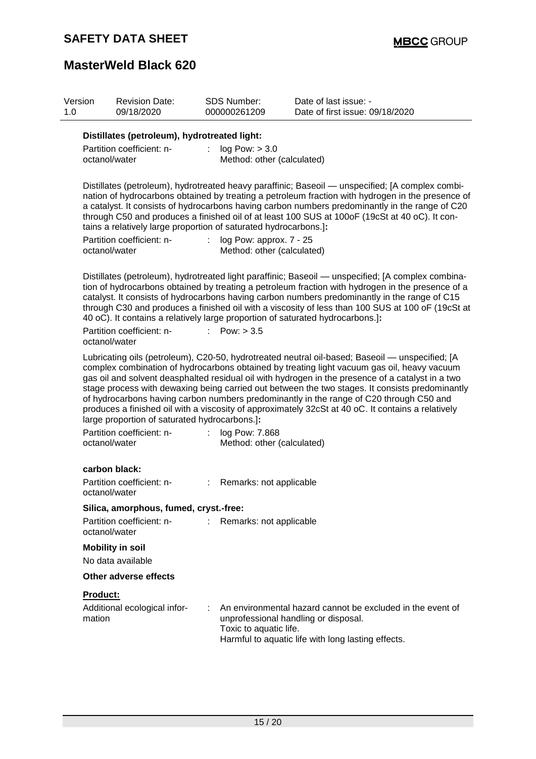| Version | Revision Date: | SDS Number: | Date of last issue: - |
|---|---|---|---|
| 1.0 | 09/18/2020 | 000000261209 | Date of first issue: 09/18/2020 |

**Distillates (petroleum), hydrotreated light:**

Partition coefficient: n-octanol/water : log Pow: > 3.0
Method: other (calculated)

Distillates (petroleum), hydrotreated heavy paraffinic; Baseoil — unspecified; [A complex combination of hydrocarbons obtained by treating a petroleum fraction with hydrogen in the presence of a catalyst. It consists of hydrocarbons having carbon numbers predominantly in the range of C20 through C50 and produces a finished oil of at least 100 SUS at 100oF (19cSt at 40 oC). It contains a relatively large proportion of saturated hydrocarbons.]**:**

Partition coefficient: n-octanol/water : log Pow: approx. 7 - 25
Method: other (calculated)

Distillates (petroleum), hydrotreated light paraffinic; Baseoil — unspecified; [A complex combination of hydrocarbons obtained by treating a petroleum fraction with hydrogen in the presence of a catalyst. It consists of hydrocarbons having carbon numbers predominantly in the range of C15 through C30 and produces a finished oil with a viscosity of less than 100 SUS at 100 oF (19cSt at 40 oC). It contains a relatively large proportion of saturated hydrocarbons.]**:**

Partition coefficient: n-octanol/water : Pow: > 3.5

Lubricating oils (petroleum), C20-50, hydrotreated neutral oil-based; Baseoil — unspecified; [A complex combination of hydrocarbons obtained by treating light vacuum gas oil, heavy vacuum gas oil and solvent deasphalted residual oil with hydrogen in the presence of a catalyst in a two stage process with dewaxing being carried out between the two stages. It consists predominantly of hydrocarbons having carbon numbers predominantly in the range of C20 through C50 and produces a finished oil with a viscosity of approximately 32cSt at 40 oC. It contains a relatively large proportion of saturated hydrocarbons.]**:**

Partition coefficient: n-octanol/water : log Pow: 7.868
Method: other (calculated)

**carbon black:**

Partition coefficient: n-octanol/water : Remarks: not applicable

**Silica, amorphous, fumed, cryst.-free:**

Partition coefficient: n-octanol/water : Remarks: not applicable

**Mobility in soil**

No data available

**Other adverse effects**

**Product:**

Additional ecological information : An environmental hazard cannot be excluded in the event of unprofessional handling or disposal.
Toxic to aquatic life.
Harmful to aquatic life with long lasting effects.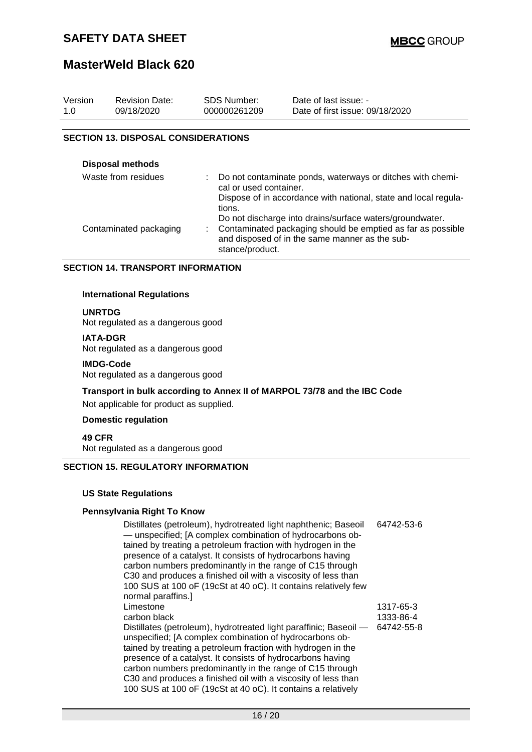## SECTION 13. DISPOSAL CONSIDERATIONS

**Disposal methods**

| | |
|---|---|
| Waste from residues | : Do not contaminate ponds, waterways or ditches with chemical or used container. Dispose of in accordance with national, state and local regulations. Do not discharge into drains/surface waters/groundwater. |
| Contaminated packaging | : Contaminated packaging should be emptied as far as possible and disposed of in the same manner as the substance/product. |

## SECTION 14. TRANSPORT INFORMATION

**International Regulations**

**UNRTDG**
Not regulated as a dangerous good

**IATA-DGR**
Not regulated as a dangerous good

**IMDG-Code**
Not regulated as a dangerous good

**Transport in bulk according to Annex II of MARPOL 73/78 and the IBC Code**

Not applicable for product as supplied.

**Domestic regulation**

**49 CFR**
Not regulated as a dangerous good

## SECTION 15. REGULATORY INFORMATION

**US State Regulations**

**Pennsylvania Right To Know**

| | |
|---|---|
| Distillates (petroleum), hydrotreated light naphthenic; Baseoil — unspecified; [A complex combination of hydrocarbons obtained by treating a petroleum fraction with hydrogen in the presence of a catalyst. It consists of hydrocarbons having carbon numbers predominantly in the range of C15 through C30 and produces a finished oil with a viscosity of less than 100 SUS at 100 oF (19cSt at 40 oC). It contains relatively few normal paraffins.] | 64742-53-6 |
| Limestone | 1317-65-3 |
| carbon black | 1333-86-4 |
| Distillates (petroleum), hydrotreated light paraffinic; Baseoil — unspecified; [A complex combination of hydrocarbons obtained by treating a petroleum fraction with hydrogen in the presence of a catalyst. It consists of hydrocarbons having carbon numbers predominantly in the range of C15 through C30 and produces a finished oil with a viscosity of less than 100 SUS at 100 oF (19cSt at 40 oC). It contains a relatively | 64742-55-8 |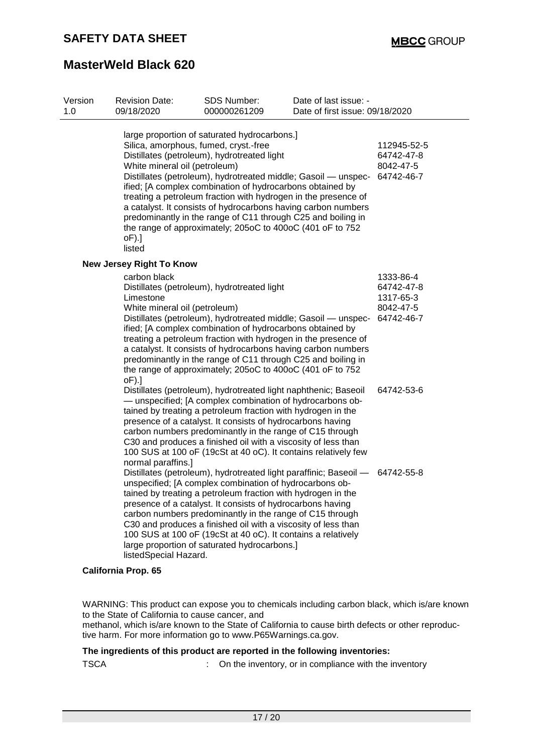large proportion of saturated hydrocarbons.]

| | |
|---|---|
| Silica, amorphous, fumed, cryst.-free | 112945-52-5 |
| Distillates (petroleum), hydrotreated light | 64742-47-8 |
| White mineral oil (petroleum) | 8042-47-5 |
| Distillates (petroleum), hydrotreated middle; Gasoil — unspecified; [A complex combination of hydrocarbons obtained by treating a petroleum fraction with hydrogen in the presence of a catalyst. It consists of hydrocarbons having carbon numbers predominantly in the range of C11 through C25 and boiling in the range of approximately; 205oC to 400oC (401 oF to 752 oF).] | 64742-46-7 |

listed

**New Jersey Right To Know**

| | |
|---|---|
| carbon black | 1333-86-4 |
| Distillates (petroleum), hydrotreated light | 64742-47-8 |
| Limestone | 1317-65-3 |
| White mineral oil (petroleum) | 8042-47-5 |
| Distillates (petroleum), hydrotreated middle; Gasoil — unspecified; [A complex combination of hydrocarbons obtained by treating a petroleum fraction with hydrogen in the presence of a catalyst. It consists of hydrocarbons having carbon numbers predominantly in the range of C11 through C25 and boiling in the range of approximately; 205oC to 400oC (401 oF to 752 oF).] | 64742-46-7 |
| Distillates (petroleum), hydrotreated light naphthenic; Baseoil — unspecified; [A complex combination of hydrocarbons obtained by treating a petroleum fraction with hydrogen in the presence of a catalyst. It consists of hydrocarbons having carbon numbers predominantly in the range of C15 through C30 and produces a finished oil with a viscosity of less than 100 SUS at 100 oF (19cSt at 40 oC). It contains relatively few normal paraffins.] | 64742-53-6 |
| Distillates (petroleum), hydrotreated light paraffinic; Baseoil — unspecified; [A complex combination of hydrocarbons obtained by treating a petroleum fraction with hydrogen in the presence of a catalyst. It consists of hydrocarbons having carbon numbers predominantly in the range of C15 through C30 and produces a finished oil with a viscosity of less than 100 SUS at 100 oF (19cSt at 40 oC). It contains a relatively large proportion of saturated hydrocarbons.] | 64742-55-8 |

listedSpecial Hazard.

**California Prop. 65**

WARNING: This product can expose you to chemicals including carbon black, which is/are known to the State of California to cause cancer, and
methanol, which is/are known to the State of California to cause birth defects or other reproductive harm. For more information go to www.P65Warnings.ca.gov.

**The ingredients of this product are reported in the following inventories:**

TSCA : On the inventory, or in compliance with the inventory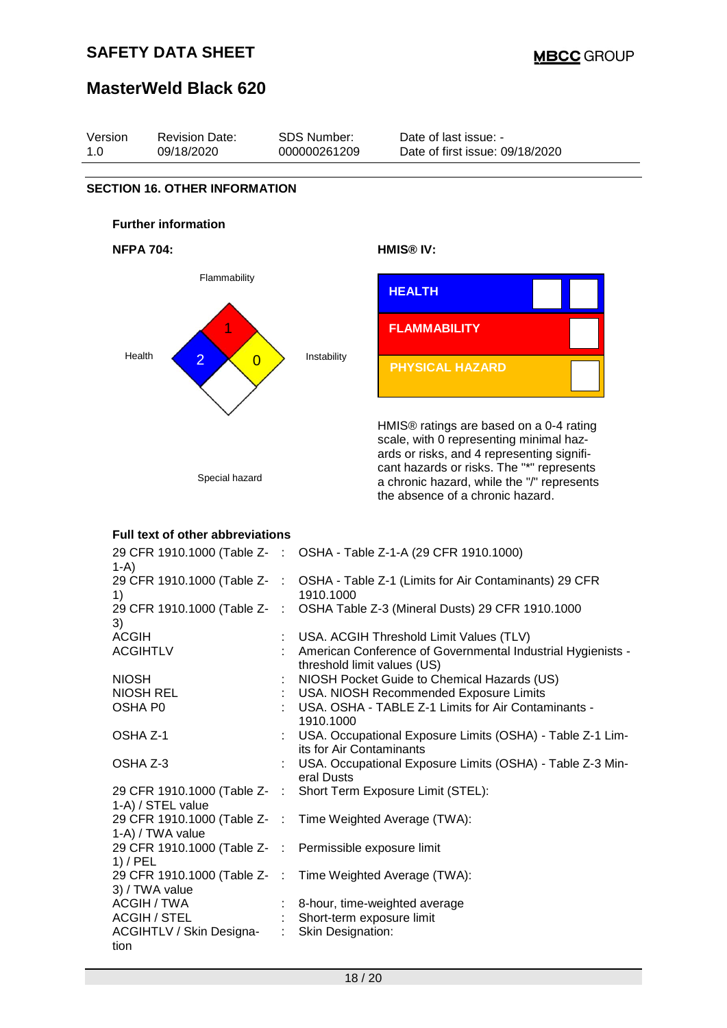## SECTION 16. OTHER INFORMATION

### Further information

**NFPA 704:**

Flammability: 1

Health: 2

Instability: 0

Special hazard

**HMIS® IV:**

| HEALTH | | |
|---|---|---|
| FLAMMABILITY | | |
| PHYSICAL HAZARD | | |

HMIS® ratings are based on a 0-4 rating scale, with 0 representing minimal hazards or risks, and 4 representing significant hazards or risks. The "*" represents a chronic hazard, while the "/" represents the absence of a chronic hazard.

### Full text of other abbreviations

| | | |
|---|---|---|
| 29 CFR 1910.1000 (Table Z-1-A) | : | OSHA - Table Z-1-A (29 CFR 1910.1000) |
| 29 CFR 1910.1000 (Table Z-1) | : | OSHA - Table Z-1 (Limits for Air Contaminants) 29 CFR 1910.1000 |
| 29 CFR 1910.1000 (Table Z-3) | : | OSHA Table Z-3 (Mineral Dusts) 29 CFR 1910.1000 |
| ACGIH | : | USA. ACGIH Threshold Limit Values (TLV) |
| ACGIHTLV | : | American Conference of Governmental Industrial Hygienists - threshold limit values (US) |
| NIOSH | : | NIOSH Pocket Guide to Chemical Hazards (US) |
| NIOSH REL | : | USA. NIOSH Recommended Exposure Limits |
| OSHA P0 | : | USA. OSHA - TABLE Z-1 Limits for Air Contaminants - 1910.1000 |
| OSHA Z-1 | : | USA. Occupational Exposure Limits (OSHA) - Table Z-1 Limits for Air Contaminants |
| OSHA Z-3 | : | USA. Occupational Exposure Limits (OSHA) - Table Z-3 Mineral Dusts |
| 29 CFR 1910.1000 (Table Z-1-A) / STEL value | : | Short Term Exposure Limit (STEL): |
| 29 CFR 1910.1000 (Table Z-1-A) / TWA value | : | Time Weighted Average (TWA): |
| 29 CFR 1910.1000 (Table Z-1) / PEL | : | Permissible exposure limit |
| 29 CFR 1910.1000 (Table Z-3) / TWA value | : | Time Weighted Average (TWA): |
| ACGIH / TWA | : | 8-hour, time-weighted average |
| ACGIH / STEL | : | Short-term exposure limit |
| ACGIHTLV / Skin Designation | : | Skin Designation: |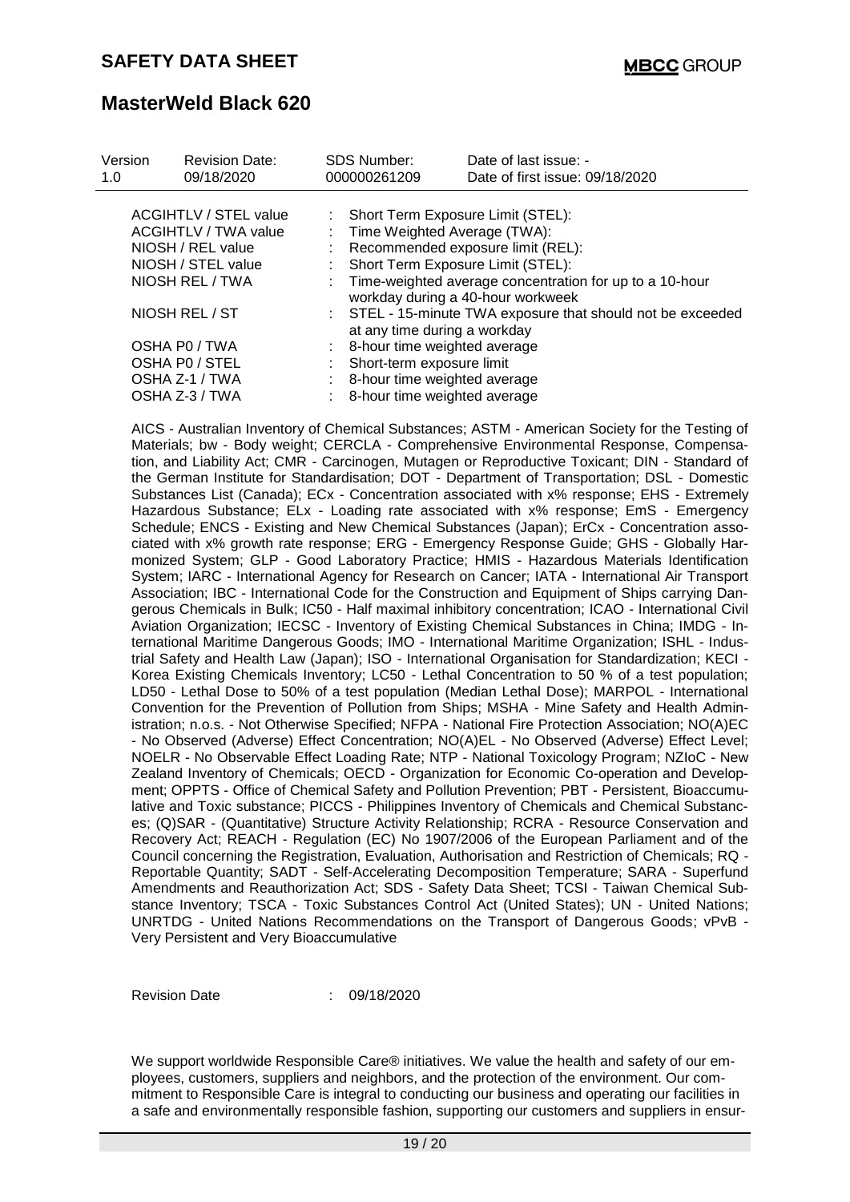| Version | Revision Date: | SDS Number: | Date of last issue: - |
|---|---|---|---|
| 1.0 | 09/18/2020 | 000000261209 | Date of first issue: 09/18/2020 |

| | | |
|---|---|---|
| ACGIHTLV / STEL value | : | Short Term Exposure Limit (STEL): |
| ACGIHTLV / TWA value | : | Time Weighted Average (TWA): |
| NIOSH / REL value | : | Recommended exposure limit (REL): |
| NIOSH / STEL value | : | Short Term Exposure Limit (STEL): |
| NIOSH REL / TWA | : | Time-weighted average concentration for up to a 10-hour workday during a 40-hour workweek |
| NIOSH REL / ST | : | STEL - 15-minute TWA exposure that should not be exceeded at any time during a workday |
| OSHA P0 / TWA | : | 8-hour time weighted average |
| OSHA P0 / STEL | : | Short-term exposure limit |
| OSHA Z-1 / TWA | : | 8-hour time weighted average |
| OSHA Z-3 / TWA | : | 8-hour time weighted average |

AICS - Australian Inventory of Chemical Substances; ASTM - American Society for the Testing of Materials; bw - Body weight; CERCLA - Comprehensive Environmental Response, Compensation, and Liability Act; CMR - Carcinogen, Mutagen or Reproductive Toxicant; DIN - Standard of the German Institute for Standardisation; DOT - Department of Transportation; DSL - Domestic Substances List (Canada); ECx - Concentration associated with x% response; EHS - Extremely Hazardous Substance; ELx - Loading rate associated with x% response; EmS - Emergency Schedule; ENCS - Existing and New Chemical Substances (Japan); ErCx - Concentration associated with x% growth rate response; ERG - Emergency Response Guide; GHS - Globally Harmonized System; GLP - Good Laboratory Practice; HMIS - Hazardous Materials Identification System; IARC - International Agency for Research on Cancer; IATA - International Air Transport Association; IBC - International Code for the Construction and Equipment of Ships carrying Dangerous Chemicals in Bulk; IC50 - Half maximal inhibitory concentration; ICAO - International Civil Aviation Organization; IECSC - Inventory of Existing Chemical Substances in China; IMDG - International Maritime Dangerous Goods; IMO - International Maritime Organization; ISHL - Industrial Safety and Health Law (Japan); ISO - International Organisation for Standardization; KECI - Korea Existing Chemicals Inventory; LC50 - Lethal Concentration to 50 % of a test population; LD50 - Lethal Dose to 50% of a test population (Median Lethal Dose); MARPOL - International Convention for the Prevention of Pollution from Ships; MSHA - Mine Safety and Health Administration; n.o.s. - Not Otherwise Specified; NFPA - National Fire Protection Association; NO(A)EC - No Observed (Adverse) Effect Concentration; NO(A)EL - No Observed (Adverse) Effect Level; NOELR - No Observable Effect Loading Rate; NTP - National Toxicology Program; NZIoC - New Zealand Inventory of Chemicals; OECD - Organization for Economic Co-operation and Development; OPPTS - Office of Chemical Safety and Pollution Prevention; PBT - Persistent, Bioaccumulative and Toxic substance; PICCS - Philippines Inventory of Chemicals and Chemical Substances; (Q)SAR - (Quantitative) Structure Activity Relationship; RCRA - Resource Conservation and Recovery Act; REACH - Regulation (EC) No 1907/2006 of the European Parliament and of the Council concerning the Registration, Evaluation, Authorisation and Restriction of Chemicals; RQ - Reportable Quantity; SADT - Self-Accelerating Decomposition Temperature; SARA - Superfund Amendments and Reauthorization Act; SDS - Safety Data Sheet; TCSI - Taiwan Chemical Substance Inventory; TSCA - Toxic Substances Control Act (United States); UN - United Nations; UNRTDG - United Nations Recommendations on the Transport of Dangerous Goods; vPvB - Very Persistent and Very Bioaccumulative

Revision Date : 09/18/2020

We support worldwide Responsible Care® initiatives. We value the health and safety of our employees, customers, suppliers and neighbors, and the protection of the environment. Our commitment to Responsible Care is integral to conducting our business and operating our facilities in a safe and environmentally responsible fashion, supporting our customers and suppliers in ensur-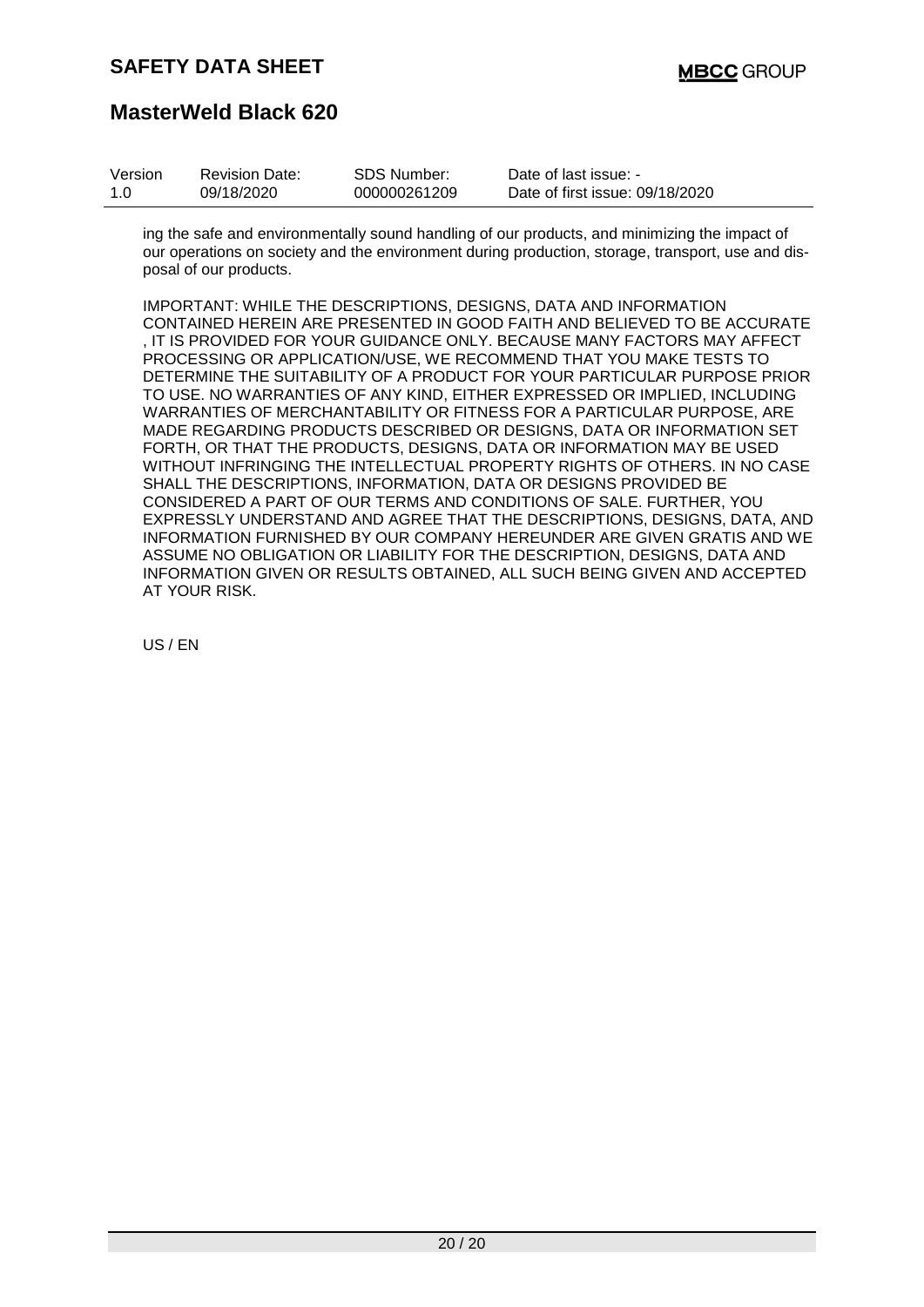ing the safe and environmentally sound handling of our products, and minimizing the impact of our operations on society and the environment during production, storage, transport, use and disposal of our products.

IMPORTANT: WHILE THE DESCRIPTIONS, DESIGNS, DATA AND INFORMATION CONTAINED HEREIN ARE PRESENTED IN GOOD FAITH AND BELIEVED TO BE ACCURATE , IT IS PROVIDED FOR YOUR GUIDANCE ONLY. BECAUSE MANY FACTORS MAY AFFECT PROCESSING OR APPLICATION/USE, WE RECOMMEND THAT YOU MAKE TESTS TO DETERMINE THE SUITABILITY OF A PRODUCT FOR YOUR PARTICULAR PURPOSE PRIOR TO USE. NO WARRANTIES OF ANY KIND, EITHER EXPRESSED OR IMPLIED, INCLUDING WARRANTIES OF MERCHANTABILITY OR FITNESS FOR A PARTICULAR PURPOSE, ARE MADE REGARDING PRODUCTS DESCRIBED OR DESIGNS, DATA OR INFORMATION SET FORTH, OR THAT THE PRODUCTS, DESIGNS, DATA OR INFORMATION MAY BE USED WITHOUT INFRINGING THE INTELLECTUAL PROPERTY RIGHTS OF OTHERS. IN NO CASE SHALL THE DESCRIPTIONS, INFORMATION, DATA OR DESIGNS PROVIDED BE CONSIDERED A PART OF OUR TERMS AND CONDITIONS OF SALE. FURTHER, YOU EXPRESSLY UNDERSTAND AND AGREE THAT THE DESCRIPTIONS, DESIGNS, DATA, AND INFORMATION FURNISHED BY OUR COMPANY HEREUNDER ARE GIVEN GRATIS AND WE ASSUME NO OBLIGATION OR LIABILITY FOR THE DESCRIPTION, DESIGNS, DATA AND INFORMATION GIVEN OR RESULTS OBTAINED, ALL SUCH BEING GIVEN AND ACCEPTED AT YOUR RISK.

US / EN